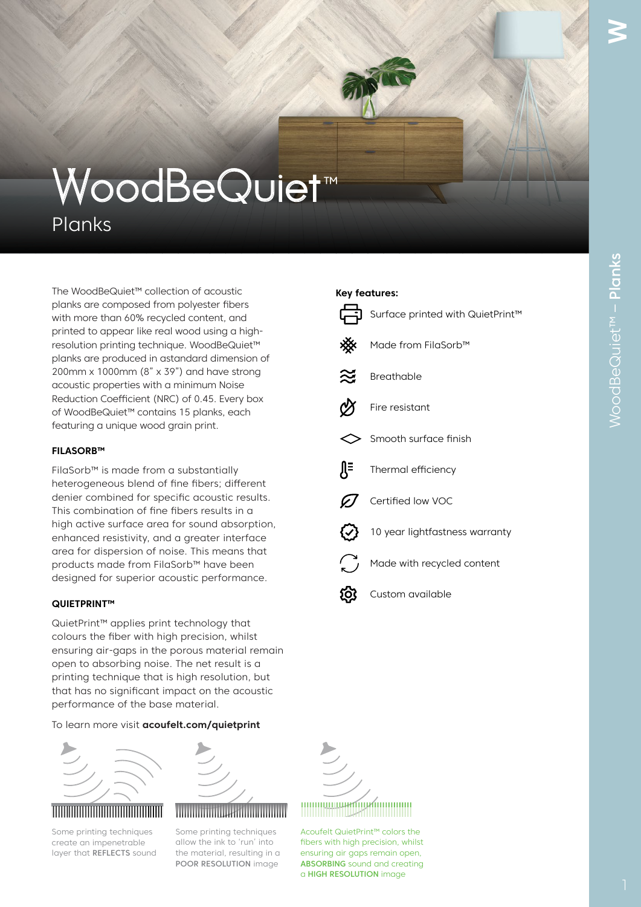# WoodBeQuiet™

## Planks

The WoodBeQuiet™ collection of acoustic planks are composed from polyester fibers with more than 60% recycled content, and printed to appear like real wood using a high-resolution printing technique. WoodBeQuiet™ planks are produced in astandard dimension of 200mm x 1000mm (8" x 39") and have strong acoustic properties with a minimum Noise Reduction Coefficient (NRC) of 0.45. Every box of WoodBeQuiet™ contains 15 planks, each featuring a unique wood grain print.

### FILASORB™

FilaSorb™ is made from a substantially heterogeneous blend of fine fibers; different denier combined for specific acoustic results. This combination of fine fibers results in a high active surface area for sound absorption, enhanced resistivity, and a greater interface area for dispersion of noise. This means that products made from FilaSorb™ have been designed for superior acoustic performance.

### QUIETPRINT™

QuietPrint™ applies print technology that colours the fiber with high precision, whilst ensuring air-gaps in the porous material remain open to absorbing noise. The net result is a printing technique that is high resolution, but that has no significant impact on the acoustic performance of the base material.

To learn more visit **acoufelt.com/quietprint**

Some printing techniques create an impenetrable layer that **REFLECTS** sound

Some printing techniques allow the ink to 'run' into the material, resulting in a **POOR RESOLUTION** image

Acoufelt QuietPrint™ colors the fibers with high precision, whilst ensuring air gaps remain open, **ABSORBING** sound and creating a **HIGH RESOLUTION** image

**Key features:**

- Surface printed with QuietPrint™
- Made from FilaSorb™
- Breathable
- Fire resistant
- Smooth surface finish
- Thermal efficiency
- Certified low VOC
- 10 year lightfastness warranty
- Made with recycled content
- Custom available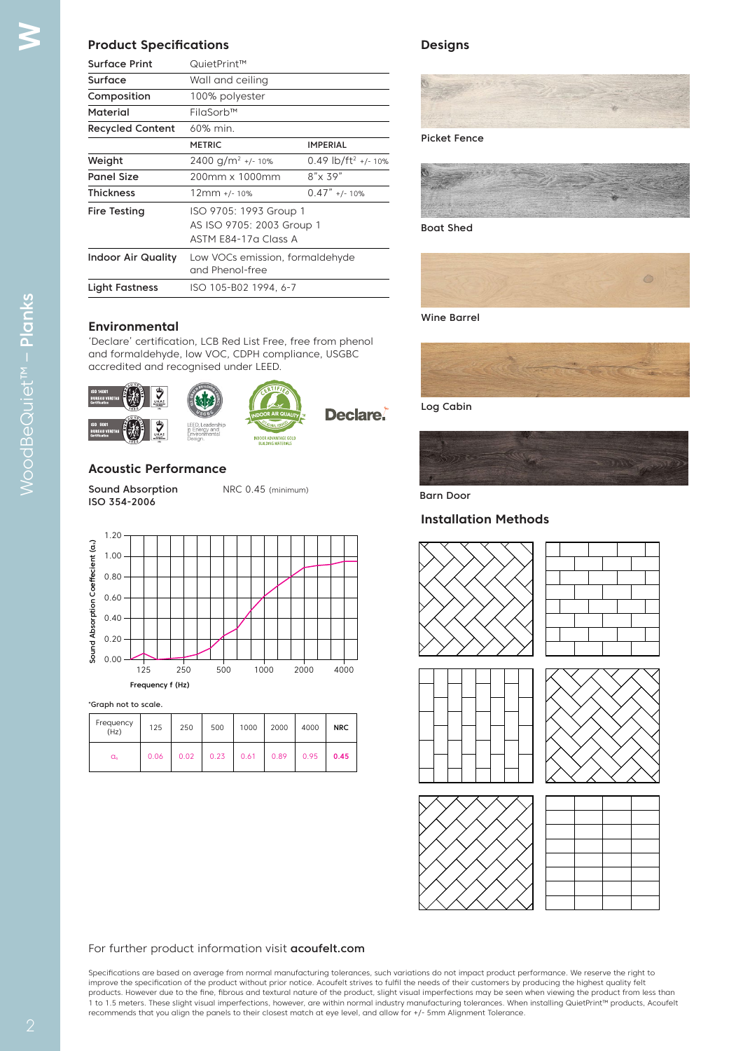## Product Specifications

| | | |
|---|---|---|
| Surface Print | QuietPrint™ | |
| Surface | Wall and ceiling | |
| Composition | 100% polyester | |
| Material | FilaSorb™ | |
| Recycled Content | 60% min. | |
| | METRIC | IMPERIAL |
| Weight | 2400 g/m² +/- 10% | 0.49 lb/ft² +/- 10% |
| Panel Size | 200mm x 1000mm | 8″x 39″ |
| Thickness | 12mm +/- 10% | 0.47″ +/- 10% |
| Fire Testing | ISO 9705: 1993 Group 1<br>AS ISO 9705: 2003 Group 1<br>ASTM E84-17a Class A | |
| Indoor Air Quality | Low VOCs emission, formaldehyde and Phenol-free | |
| Light Fastness | ISO 105-B02 1994, 6-7 | |

## Environmental

'Declare' certification, LCB Red List Free, free from phenol and formaldehyde, low VOC, CDPH compliance, USGBC accredited and recognised under LEED.

ISO 14001 BUREAU VERITAS Certification

ISO 9001 BUREAU VERITAS Certification

LEED Leadership in Energy and Environmental Design

INDOOR ADVANTAGE GOLD BUILDING MATERIALS

Declare.

## Acoustic Performance

**Sound Absorption ISO 354-2006** NRC 0.45 (minimum)

Sound Absorption Coeffecient ($\alpha_s$)

1.20
1.00
0.80
0.60
0.40
0.20
0.00

125 250 500 1000 2000 4000

Frequency f (Hz)

*Graph not to scale.

| Frequency (Hz) | 125 | 250 | 500 | 1000 | 2000 | 4000 | NRC |
|---|---|---|---|---|---|---|---|
| $\alpha_s$ | 0.06 | 0.02 | 0.23 | 0.61 | 0.89 | 0.95 | **0.45** |

## Designs

Picket Fence

Boat Shed

Wine Barrel

Log Cabin

Barn Door

## Installation Methods

For further product information visit **acoufelt.com**

Specifications are based on average from normal manufacturing tolerances, such variations do not impact product performance. We reserve the right to improve the specification of the product without prior notice. Acoufelt strives to fulfil the needs of their customers by producing the highest quality felt products. However due to the fine, fibrous and textural nature of the product, slight visual imperfections may be seen when viewing the product from less than 1 to 1.5 meters. These slight visual imperfections, however, are within normal industry manufacturing tolerances. When installing QuietPrint™ products, Acoufelt recommends that you align the panels to their closest match at eye level, and allow for +/- 5mm Alignment Tolerance.